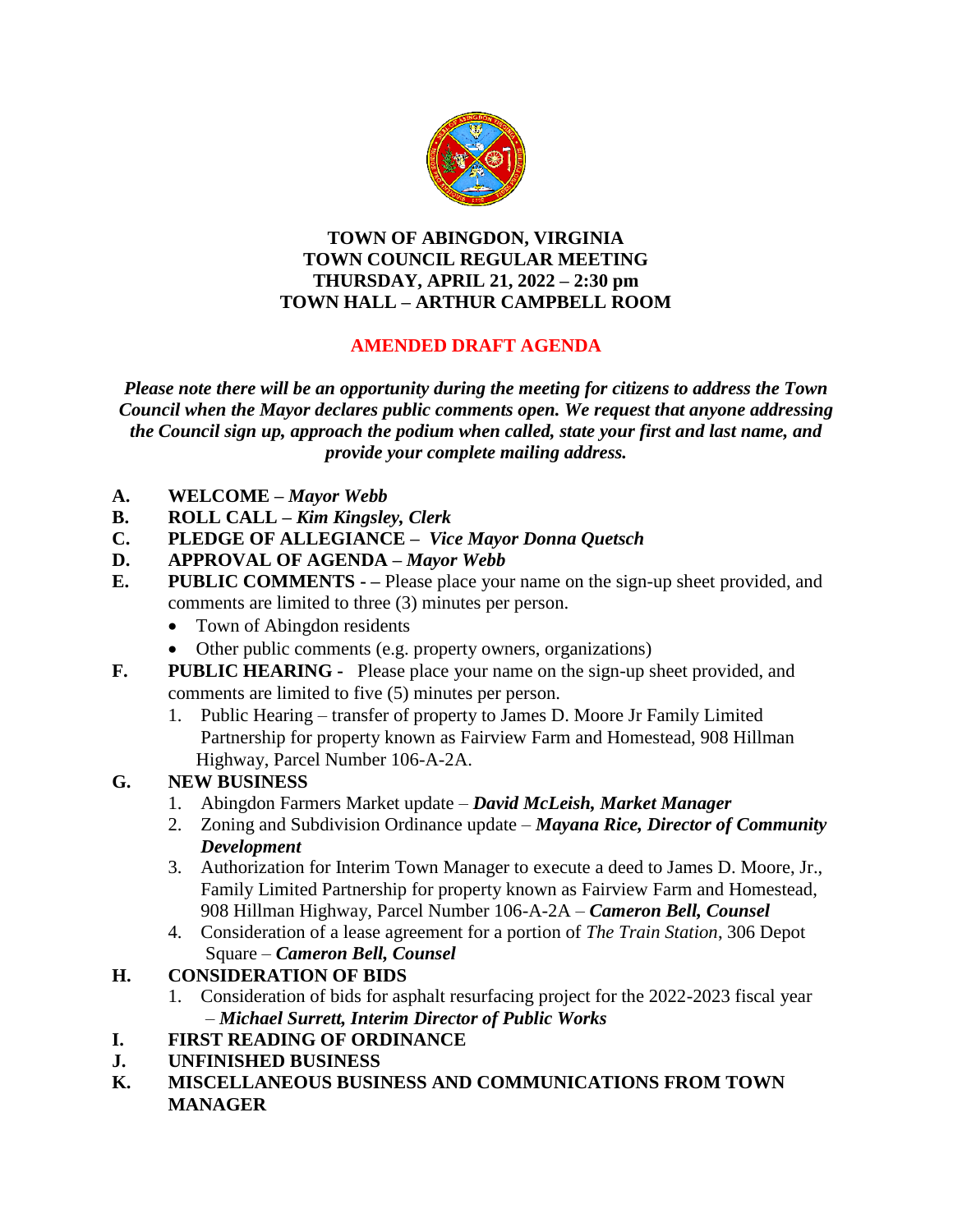**TOWN OF ABINGDON, VIRGINIA**
**TOWN COUNCIL REGULAR MEETING**
**THURSDAY, APRIL 21, 2022 – 2:30 pm**
**TOWN HALL – ARTHUR CAMPBELL ROOM**

**AMENDED DRAFT AGENDA**

***Please note there will be an opportunity during the meeting for citizens to address the Town Council when the Mayor declares public comments open. We request that anyone addressing the Council sign up, approach the podium when called, state your first and last name, and provide your complete mailing address.***

**A. WELCOME –** ***Mayor Webb***

**B. ROLL CALL –** ***Kim Kingsley, Clerk***

**C. PLEDGE OF ALLEGIANCE –** ***Vice Mayor Donna Quetsch***

**D. APPROVAL OF AGENDA –** ***Mayor Webb***

**E. PUBLIC COMMENTS - –** Please place your name on the sign-up sheet provided, and comments are limited to three (3) minutes per person.
- Town of Abingdon residents
- Other public comments (e.g. property owners, organizations)

**F. PUBLIC HEARING -** Please place your name on the sign-up sheet provided, and comments are limited to five (5) minutes per person.
1. Public Hearing – transfer of property to James D. Moore Jr Family Limited Partnership for property known as Fairview Farm and Homestead, 908 Hillman Highway, Parcel Number 106-A-2A.

**G. NEW BUSINESS**
1. Abingdon Farmers Market update – ***David McLeish, Market Manager***
2. Zoning and Subdivision Ordinance update – ***Mayana Rice, Director of Community Development***
3. Authorization for Interim Town Manager to execute a deed to James D. Moore, Jr., Family Limited Partnership for property known as Fairview Farm and Homestead, 908 Hillman Highway, Parcel Number 106-A-2A – ***Cameron Bell, Counsel***
4. Consideration of a lease agreement for a portion of *The Train Station*, 306 Depot Square – ***Cameron Bell, Counsel***

**H. CONSIDERATION OF BIDS**
1. Consideration of bids for asphalt resurfacing project for the 2022-2023 fiscal year – ***Michael Surrett, Interim Director of Public Works***

**I. FIRST READING OF ORDINANCE**

**J. UNFINISHED BUSINESS**

**K. MISCELLANEOUS BUSINESS AND COMMUNICATIONS FROM TOWN MANAGER**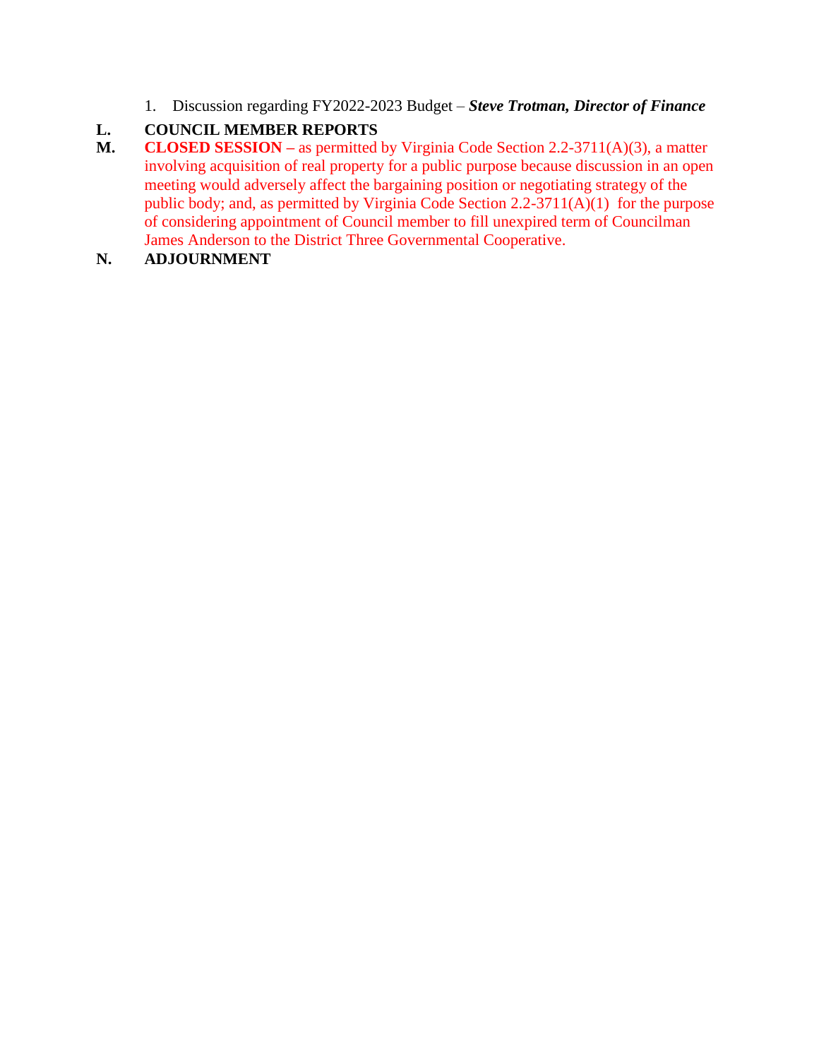1. Discussion regarding FY2022-2023 Budget – ***Steve Trotman, Director of Finance***

**L. COUNCIL MEMBER REPORTS**

**M. CLOSED SESSION –** as permitted by Virginia Code Section 2.2-3711(A)(3), a matter involving acquisition of real property for a public purpose because discussion in an open meeting would adversely affect the bargaining position or negotiating strategy of the public body; and, as permitted by Virginia Code Section 2.2-3711(A)(1) for the purpose of considering appointment of Council member to fill unexpired term of Councilman James Anderson to the District Three Governmental Cooperative.

**N. ADJOURNMENT**